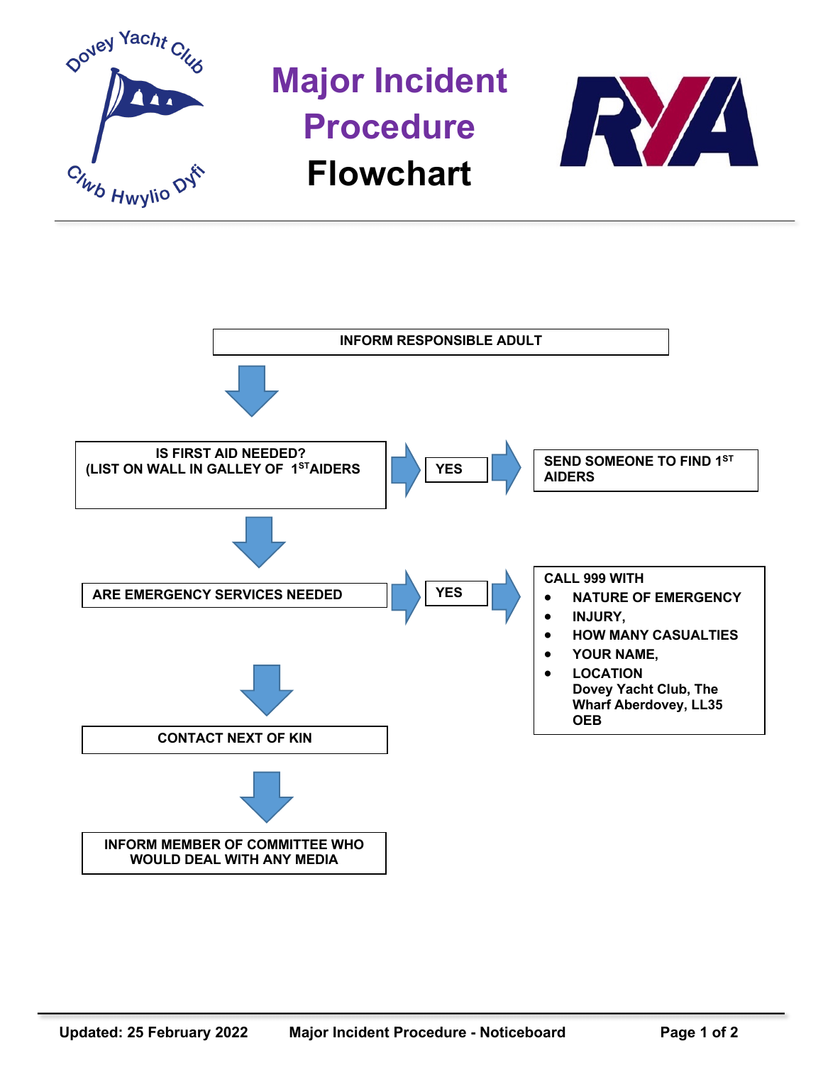Dovey Yacht Club
Clwb Hwylio Dyfi

# Major Incident Procedure Flowchart

INFORM RESPONSIBLE ADULT

↓

IS FIRST AID NEEDED?
(LIST ON WALL IN GALLEY OF 1ST AIDERS

→ YES → SEND SOMEONE TO FIND 1ST AIDERS

↓

ARE EMERGENCY SERVICES NEEDED

→ YES → CALL 999 WITH

- NATURE OF EMERGENCY
- INJURY,
- HOW MANY CASUALTIES
- YOUR NAME,
- LOCATION
  Dovey Yacht Club, The Wharf Aberdovey, LL35 OEB

↓

CONTACT NEXT OF KIN

↓

INFORM MEMBER OF COMMITTEE WHO WOULD DEAL WITH ANY MEDIA

Updated: 25 February 2022 Major Incident Procedure - Noticeboard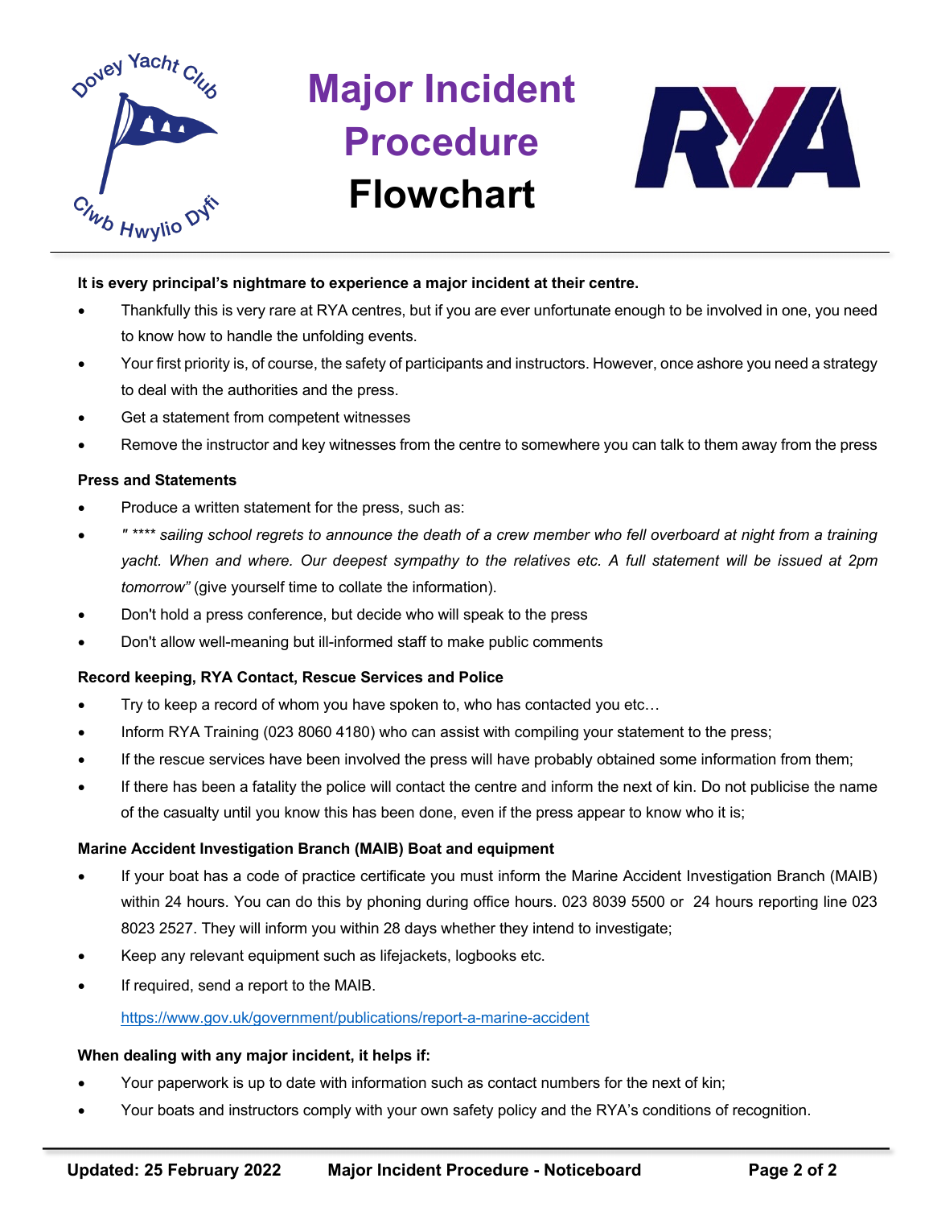Dovey Yacht Club

Clwb Hwylio Dyfi

# Major Incident Procedure Flowchart

RYA

**It is every principal's nightmare to experience a major incident at their centre.**

- Thankfully this is very rare at RYA centres, but if you are ever unfortunate enough to be involved in one, you need to know how to handle the unfolding events.
- Your first priority is, of course, the safety of participants and instructors. However, once ashore you need a strategy to deal with the authorities and the press.
- Get a statement from competent witnesses
- Remove the instructor and key witnesses from the centre to somewhere you can talk to them away from the press

**Press and Statements**

- Produce a written statement for the press, such as:
- *" **** sailing school regrets to announce the death of a crew member who fell overboard at night from a training yacht. When and where. Our deepest sympathy to the relatives etc. A full statement will be issued at 2pm tomorrow"* (give yourself time to collate the information).
- Don't hold a press conference, but decide who will speak to the press
- Don't allow well-meaning but ill-informed staff to make public comments

**Record keeping, RYA Contact, Rescue Services and Police**

- Try to keep a record of whom you have spoken to, who has contacted you etc…
- Inform RYA Training (023 8060 4180) who can assist with compiling your statement to the press;
- If the rescue services have been involved the press will have probably obtained some information from them;
- If there has been a fatality the police will contact the centre and inform the next of kin. Do not publicise the name of the casualty until you know this has been done, even if the press appear to know who it is;

**Marine Accident Investigation Branch (MAIB) Boat and equipment**

- If your boat has a code of practice certificate you must inform the Marine Accident Investigation Branch (MAIB) within 24 hours. You can do this by phoning during office hours. 023 8039 5500 or 24 hours reporting line 023 8023 2527. They will inform you within 28 days whether they intend to investigate;
- Keep any relevant equipment such as lifejackets, logbooks etc.
- If required, send a report to the MAIB.

  https://www.gov.uk/government/publications/report-a-marine-accident

**When dealing with any major incident, it helps if:**

- Your paperwork is up to date with information such as contact numbers for the next of kin;
- Your boats and instructors comply with your own safety policy and the RYA's conditions of recognition.

Updated: 25 February 2022 Major Incident Procedure - Noticeboard